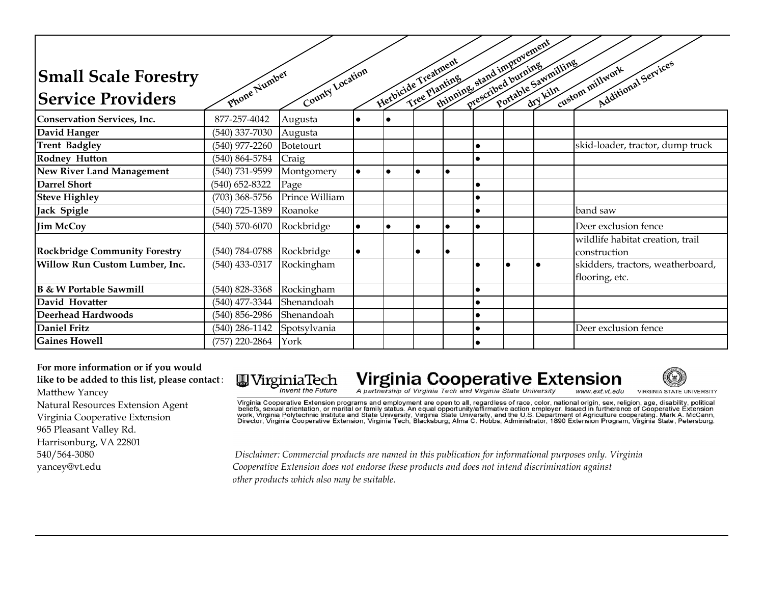# Small Scale Forestry Service Providers

| Name | Phone Number | County Location | Herbicide Treatment | Tree Planting | thinning, stand improvement | prescribed burning | Portable Sawmilling | dry kiln | custom millwork | Additional Services |
|---|---|---|---|---|---|---|---|---|---|---|
| **Conservation Services, Inc.** | 877-257-4042 | Augusta | ● | ● | | | | | | |
| **David Hanger** | (540) 337-7030 | Augusta | | | | | | | | |
| **Trent Badgley** | (540) 977-2260 | Botetourt | | | | | ● | | | skid-loader, tractor, dump truck |
| **Rodney Hutton** | (540) 864-5784 | Craig | | | | | ● | | | |
| **New River Land Management** | (540) 731-9599 | Montgomery | ● | ● | ● | ● | | | | |
| **Darrel Short** | (540) 652-8322 | Page | | | | | ● | | | |
| **Steve Highley** | (703) 368-5756 | Prince William | | | | | ● | | | |
| **Jack Spigle** | (540) 725-1389 | Roanoke | | | | | ● | | | band saw |
| **Jim McCoy** | (540) 570-6070 | Rockbridge | ● | ● | ● | ● | ● | | | Deer exclusion fence |
| **Rockbridge Community Forestry** | (540) 784-0788 | Rockbridge | ● | | ● | ● | | | | wildlife habitat creation, trail construction |
| **Willow Run Custom Lumber, Inc.** | (540) 433-0317 | Rockingham | | | | | ● | ● | ● | skidders, tractors, weatherboard, flooring, etc. |
| **B & W Portable Sawmill** | (540) 828-3368 | Rockingham | | | | | ● | | | |
| **David Hovatter** | (540) 477-3344 | Shenandoah | | | | | ● | | | |
| **Deerhead Hardwoods** | (540) 856-2986 | Shenandoah | | | | | ● | | | |
| **Daniel Fritz** | (540) 286-1142 | Spotsylvania | | | | | ● | | | Deer exclusion fence |
| **Gaines Howell** | (757) 220-2864 | York | | | | | ● | | | |

**For more information or if you would like to be added to this list, please contact**:
Matthew Yancey
Natural Resources Extension Agent
Virginia Cooperative Extension
965 Pleasant Valley Rd.
Harrisonburg, VA 22801
540/564-3080
yancey@vt.edu

Virginia Tech — Invent the Future
**Virginia Cooperative Extension**
A partnership of Virginia Tech and Virginia State University — www.ext.vt.edu — Virginia State University

Virginia Cooperative Extension programs and employment are open to all, regardless of race, color, national origin, sex, religion, age, disability, political beliefs, sexual orientation, or marital or family status. An equal opportunity/affirmative action employer. Issued in furtherance of Cooperative Extension work, Virginia Polytechnic Institute and State University, Virginia State University, and the U.S. Department of Agriculture cooperating. Mark A. McCann, Director, Virginia Cooperative Extension, Virginia Tech, Blacksburg; Alma C. Hobbs, Administrator, 1890 Extension Program, Virginia State, Petersburg.

*Disclaimer: Commercial products are named in this publication for informational purposes only. Virginia Cooperative Extension does not endorse these products and does not intend discrimination against other products which also may be suitable.*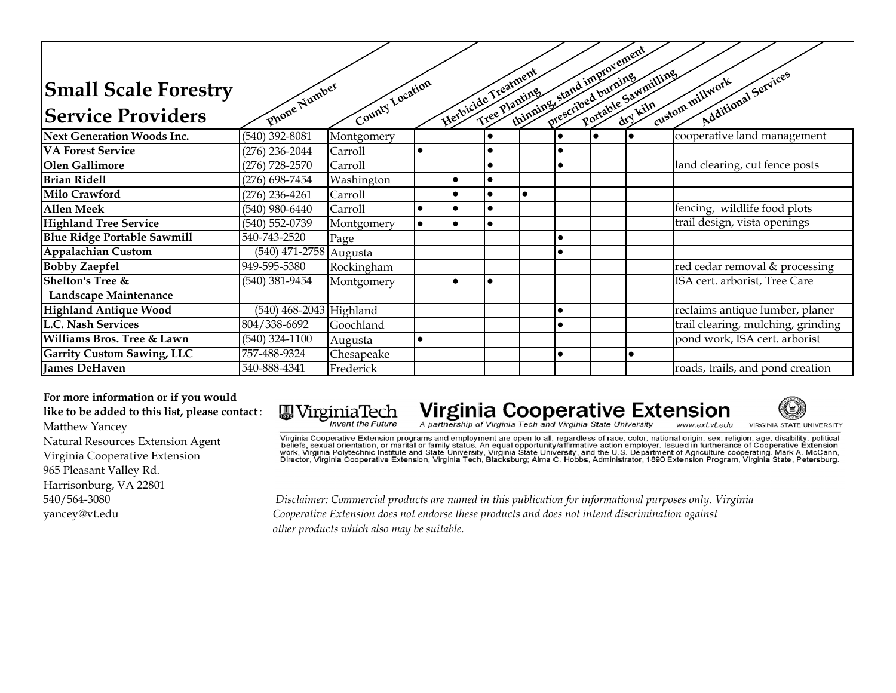# Small Scale Forestry Service Providers

| Small Scale Forestry Service Providers | Phone Number | County Location | Herbicide Treatment | Tree Planting | thinning, stand improvement | prescribed burning | Portable Sawmilling | dry kiln | custom millwork | Additional Services |
|---|---|---|---|---|---|---|---|---|---|---|
| **Next Generation Woods Inc.** | (540) 392-8081 | Montgomery | | | ● | | ● | ● | ● | cooperative land management |
| **VA Forest Service** | (276) 236-2044 | Carroll | ● | | ● | | ● | | | |
| **Olen Gallimore** | (276) 728-2570 | Carroll | | | ● | | ● | | | land clearing, cut fence posts |
| **Brian Ridell** | (276) 698-7454 | Washington | | ● | ● | | | | | |
| **Milo Crawford** | (276) 236-4261 | Carroll | | ● | ● | ● | | | | |
| **Allen Meek** | (540) 980-6440 | Carroll | ● | ● | ● | | | | | fencing, wildlife food plots |
| **Highland Tree Service** | (540) 552-0739 | Montgomery | ● | ● | ● | | | | | trail design, vista openings |
| **Blue Ridge Portable Sawmill** | 540-743-2520 | Page | | | | | ● | | | |
| **Appalachian Custom** | (540) 471-2758 | Augusta | | | | | ● | | | |
| **Bobby Zaepfel** | 949-595-5380 | Rockingham | | | | | | | | red cedar removal & processing |
| **Shelton's Tree &** | (540) 381-9454 | Montgomery | | ● | ● | | | | | ISA cert. arborist, Tree Care |
| **Landscape Maintenance** | | | | | | | | | | |
| **Highland Antique Wood** | (540) 468-2043 | Highland | | | | | ● | | | reclaims antique lumber, planer |
| **L.C. Nash Services** | 804/338-6692 | Goochland | | | | | ● | | | trail clearing, mulching, grinding |
| **Williams Bros. Tree & Lawn** | (540) 324-1100 | Augusta | ● | | | | | | | pond work, ISA cert. arborist |
| **Garrity Custom Sawing, LLC** | 757-488-9324 | Chesapeake | | | | | ● | | ● | |
| **James DeHaven** | 540-888-4341 | Frederick | | | | | | | | roads, trails, and pond creation |

**For more information or if you would like to be added to this list, please contact**:
Matthew Yancey
Natural Resources Extension Agent
Virginia Cooperative Extension
965 Pleasant Valley Rd.
Harrisonburg, VA 22801
540/564-3080
yancey@vt.edu

VirginiaTech Invent the Future — Virginia Cooperative Extension — A partnership of Virginia Tech and Virginia State University — www.ext.vt.edu — Virginia State University

Virginia Cooperative Extension programs and employment are open to all, regardless of race, color, national origin, sex, religion, age, disability, political beliefs, sexual orientation, or marital or family status. An equal opportunity/affirmative action employer. Issued in furtherance of Cooperative Extension work, Virginia Polytechnic Institute and State University, Virginia State University, and the U.S. Department of Agriculture cooperating. Mark A. McCann, Director, Virginia Cooperative Extension, Virginia Tech, Blacksburg; Alma C. Hobbs, Administrator, 1890 Extension Program, Virginia State, Petersburg.

*Disclaimer: Commercial products are named in this publication for informational purposes only. Virginia Cooperative Extension does not endorse these products and does not intend discrimination against other products which also may be suitable.*